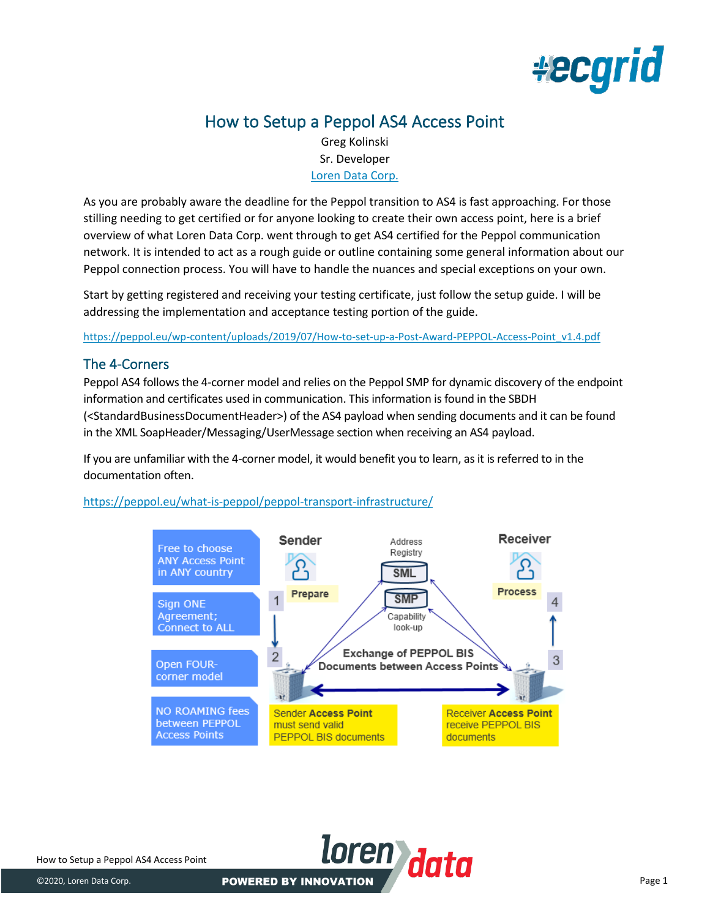# How to Setup a Peppol AS4 Access Point

Greg Kolinski
Sr. Developer
Loren Data Corp.

As you are probably aware the deadline for the Peppol transition to AS4 is fast approaching. For those stilling needing to get certified or for anyone looking to create their own access point, here is a brief overview of what Loren Data Corp. went through to get AS4 certified for the Peppol communication network. It is intended to act as a rough guide or outline containing some general information about our Peppol connection process. You will have to handle the nuances and special exceptions on your own.

Start by getting registered and receiving your testing certificate, just follow the setup guide. I will be addressing the implementation and acceptance testing portion of the guide.

https://peppol.eu/wp-content/uploads/2019/07/How-to-set-up-a-Post-Award-PEPPOL-Access-Point_v1.4.pdf

## The 4-Corners

Peppol AS4 follows the 4-corner model and relies on the Peppol SMP for dynamic discovery of the endpoint information and certificates used in communication. This information is found in the SBDH (<StandardBusinessDocumentHeader>) of the AS4 payload when sending documents and it can be found in the XML SoapHeader/Messaging/UserMessage section when receiving an AS4 payload.

If you are unfamiliar with the 4-corner model, it would benefit you to learn, as it is referred to in the documentation often.

https://peppol.eu/what-is-peppol/peppol-transport-infrastructure/

Free to choose ANY Access Point in ANY country

Sign ONE Agreement; Connect to ALL

Open FOUR-corner model

NO ROAMING fees between PEPPOL Access Points

Sender — Prepare — 1 — 2 — Sender Access Point must send valid PEPPOL BIS documents

Address Registry — SML — SMP — Capability look-up

Exchange of PEPPOL BIS Documents between Access Points

Receiver — Process — 4 — 3 — Receiver Access Point receive PEPPOL BIS documents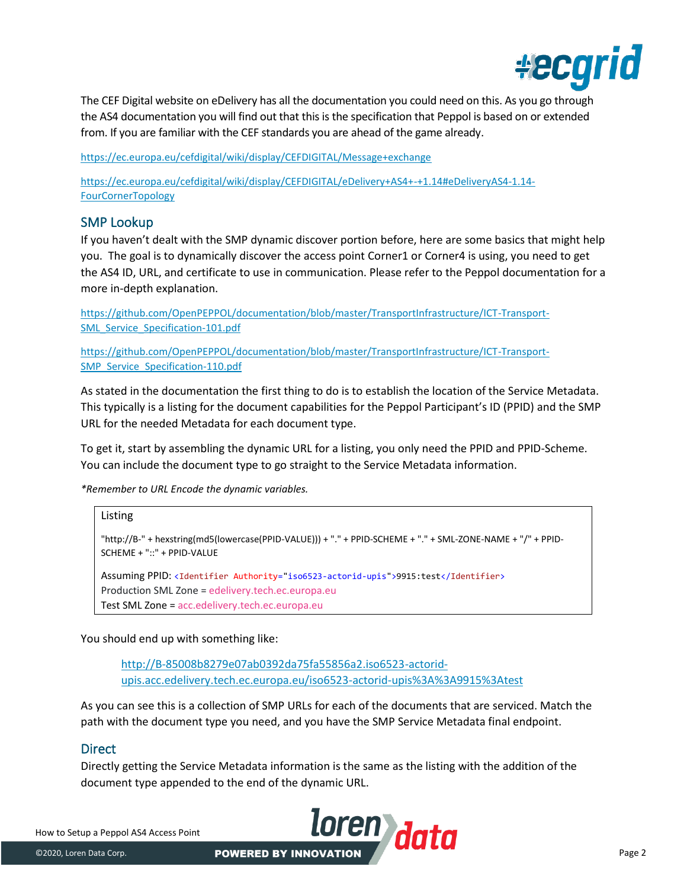The CEF Digital website on eDelivery has all the documentation you could need on this. As you go through the AS4 documentation you will find out that this is the specification that Peppol is based on or extended from. If you are familiar with the CEF standards you are ahead of the game already.

https://ec.europa.eu/cefdigital/wiki/display/CEFDIGITAL/Message+exchange

https://ec.europa.eu/cefdigital/wiki/display/CEFDIGITAL/eDelivery+AS4+-+1.14#eDeliveryAS4-1.14-FourCornerTopology

## SMP Lookup

If you haven't dealt with the SMP dynamic discover portion before, here are some basics that might help you. The goal is to dynamically discover the access point Corner1 or Corner4 is using, you need to get the AS4 ID, URL, and certificate to use in communication. Please refer to the Peppol documentation for a more in-depth explanation.

https://github.com/OpenPEPPOL/documentation/blob/master/TransportInfrastructure/ICT-Transport-SML_Service_Specification-101.pdf

https://github.com/OpenPEPPOL/documentation/blob/master/TransportInfrastructure/ICT-Transport-SMP_Service_Specification-110.pdf

As stated in the documentation the first thing to do is to establish the location of the Service Metadata. This typically is a listing for the document capabilities for the Peppol Participant's ID (PPID) and the SMP URL for the needed Metadata for each document type.

To get it, start by assembling the dynamic URL for a listing, you only need the PPID and PPID-Scheme. You can include the document type to go straight to the Service Metadata information.

*\*Remember to URL Encode the dynamic variables.*

> Listing
>
> "http://B-" + hexstring(md5(lowercase(PPID-VALUE))) + "." + PPID-SCHEME + "." + SML-ZONE-NAME + "/" + PPID-SCHEME + "::" + PPID-VALUE
>
> Assuming PPID: `<Identifier Authority="iso6523-actorid-upis">9915:test</Identifier>`
> Production SML Zone = edelivery.tech.ec.europa.eu
> Test SML Zone = acc.edelivery.tech.ec.europa.eu

You should end up with something like:

> http://B-85008b8279e07ab0392da75fa55856a2.iso6523-actorid-upis.acc.edelivery.tech.ec.europa.eu/iso6523-actorid-upis%3A%3A9915%3Atest

As you can see this is a collection of SMP URLs for each of the documents that are serviced. Match the path with the document type you need, and you have the SMP Service Metadata final endpoint.

## Direct

Directly getting the Service Metadata information is the same as the listing with the addition of the document type appended to the end of the dynamic URL.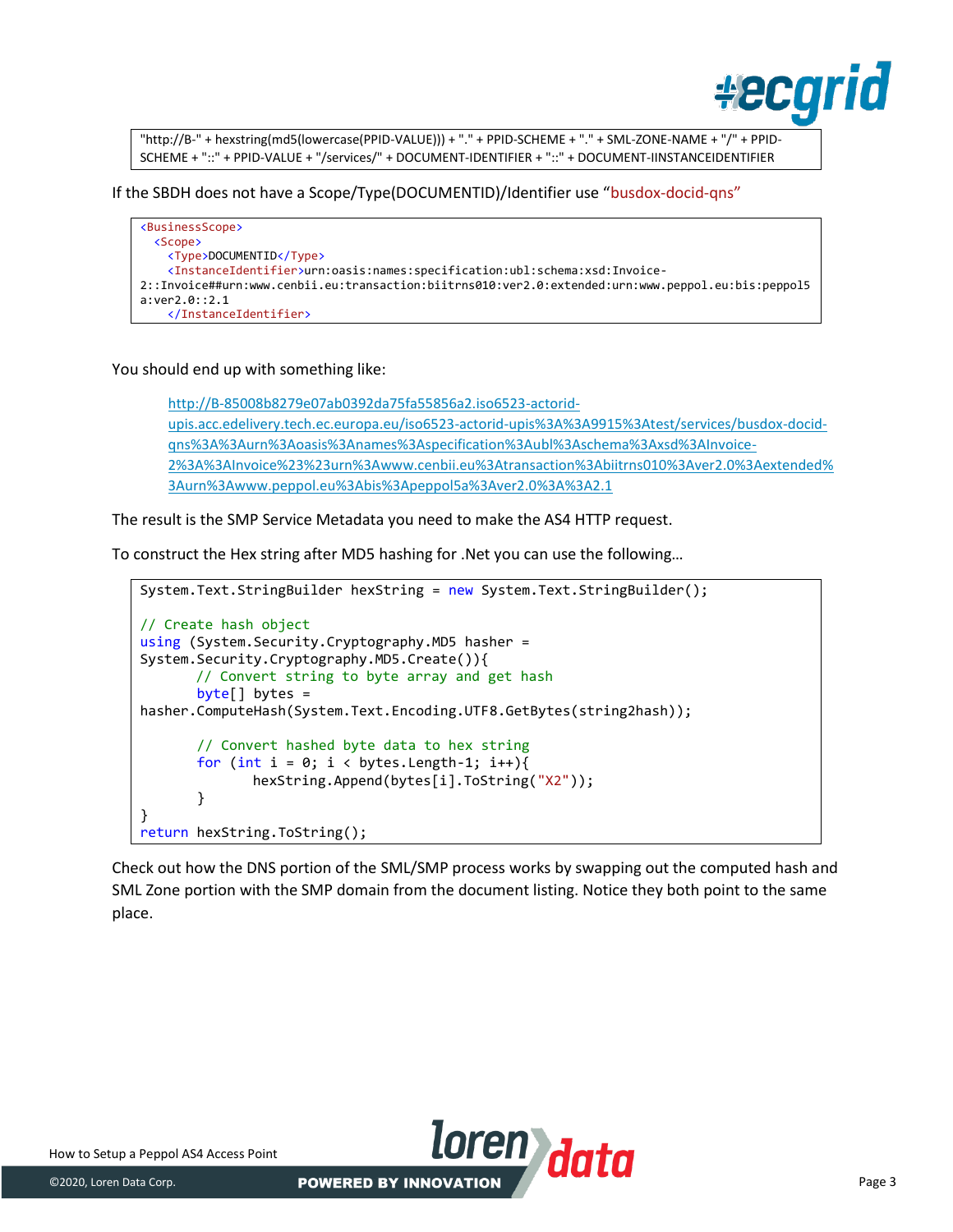```
"http://B-" + hexstring(md5(lowercase(PPID-VALUE))) + "." + PPID-SCHEME + "." + SML-ZONE-NAME + "/" + PPID-SCHEME + "::" + PPID-VALUE + "/services/" + DOCUMENT-IDENTIFIER + "::" + DOCUMENT-IINSTANCEIDENTIFIER
```

If the SBDH does not have a Scope/Type(DOCUMENTID)/Identifier use "busdox-docid-qns"

```
<BusinessScope>
  <Scope>
    <Type>DOCUMENTID</Type>
    <InstanceIdentifier>urn:oasis:names:specification:ubl:schema:xsd:Invoice-2::Invoice##urn:www.cenbii.eu:transaction:biitrns010:ver2.0:extended:urn:www.peppol.eu:bis:peppol5a:ver2.0::2.1
    </InstanceIdentifier>
```

You should end up with something like:

> http://B-85008b8279e07ab0392da75fa55856a2.iso6523-actorid-upis.acc.edelivery.tech.ec.europa.eu/iso6523-actorid-upis%3A%3A9915%3Atest/services/busdox-docid-qns%3A%3Aurn%3Aoasis%3Anames%3Aspecification%3Aubl%3Aschema%3Axsd%3AInvoice-2%3A%3AInvoice%23%23urn%3Awww.cenbii.eu%3Atransaction%3Abiitrns010%3Aver2.0%3Aextended%3Aurn%3Awww.peppol.eu%3Abis%3Apeppol5a%3Aver2.0%3A%3A2.1

The result is the SMP Service Metadata you need to make the AS4 HTTP request.

To construct the Hex string after MD5 hashing for .Net you can use the following…

```
System.Text.StringBuilder hexString = new System.Text.StringBuilder();

// Create hash object
using (System.Security.Cryptography.MD5 hasher =
System.Security.Cryptography.MD5.Create()){
       // Convert string to byte array and get hash
       byte[] bytes =
hasher.ComputeHash(System.Text.Encoding.UTF8.GetBytes(string2hash));

       // Convert hashed byte data to hex string
       for (int i = 0; i < bytes.Length-1; i++){
              hexString.Append(bytes[i].ToString("X2"));
       }
}
return hexString.ToString();
```

Check out how the DNS portion of the SML/SMP process works by swapping out the computed hash and SML Zone portion with the SMP domain from the document listing. Notice they both point to the same place.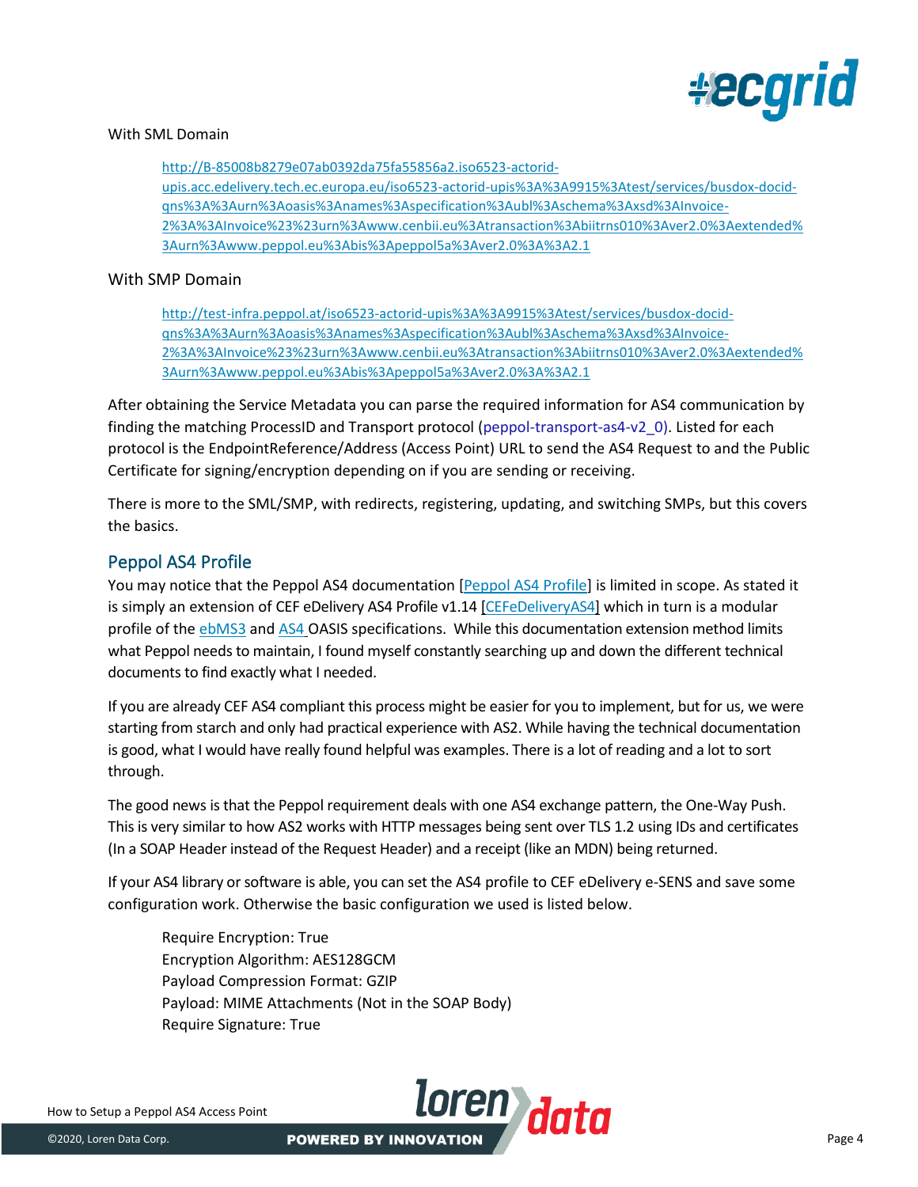With SML Domain

> [http://B-85008b8279e07ab0392da75fa55856a2.iso6523-actorid-upis.acc.edelivery.tech.ec.europa.eu/iso6523-actorid-upis%3A%3A9915%3Atest/services/busdox-docid-qns%3A%3Aurn%3Aoasis%3Anames%3Aspecification%3Aubl%3Aschema%3Axsd%3AInvoice-2%3A%3AInvoice%23%23urn%3Awww.cenbii.eu%3Atransaction%3Abiitrns010%3Aver2.0%3Aextended%3Aurn%3Awww.peppol.eu%3Abis%3Apeppol5a%3Aver2.0%3A%3A2.1](http://B-85008b8279e07ab0392da75fa55856a2.iso6523-actorid-upis.acc.edelivery.tech.ec.europa.eu/iso6523-actorid-upis%3A%3A9915%3Atest/services/busdox-docid-qns%3A%3Aurn%3Aoasis%3Anames%3Aspecification%3Aubl%3Aschema%3Axsd%3AInvoice-2%3A%3AInvoice%23%23urn%3Awww.cenbii.eu%3Atransaction%3Abiitrns010%3Aver2.0%3Aextended%3Aurn%3Awww.peppol.eu%3Abis%3Apeppol5a%3Aver2.0%3A%3A2.1)

With SMP Domain

> [http://test-infra.peppol.at/iso6523-actorid-upis%3A%3A9915%3Atest/services/busdox-docid-qns%3A%3Aurn%3Aoasis%3Anames%3Aspecification%3Aubl%3Aschema%3Axsd%3AInvoice-2%3A%3AInvoice%23%23urn%3Awww.cenbii.eu%3Atransaction%3Abiitrns010%3Aver2.0%3Aextended%3Aurn%3Awww.peppol.eu%3Abis%3Apeppol5a%3Aver2.0%3A%3A2.1](http://test-infra.peppol.at/iso6523-actorid-upis%3A%3A9915%3Atest/services/busdox-docid-qns%3A%3Aurn%3Aoasis%3Anames%3Aspecification%3Aubl%3Aschema%3Axsd%3AInvoice-2%3A%3AInvoice%23%23urn%3Awww.cenbii.eu%3Atransaction%3Abiitrns010%3Aver2.0%3Aextended%3Aurn%3Awww.peppol.eu%3Abis%3Apeppol5a%3Aver2.0%3A%3A2.1)

After obtaining the Service Metadata you can parse the required information for AS4 communication by finding the matching ProcessID and Transport protocol (peppol-transport-as4-v2_0). Listed for each protocol is the EndpointReference/Address (Access Point) URL to send the AS4 Request to and the Public Certificate for signing/encryption depending on if you are sending or receiving.

There is more to the SML/SMP, with redirects, registering, updating, and switching SMPs, but this covers the basics.

## Peppol AS4 Profile

You may notice that the Peppol AS4 documentation [Peppol AS4 Profile] is limited in scope. As stated it is simply an extension of CEF eDelivery AS4 Profile v1.14 [CEFeDeliveryAS4] which in turn is a modular profile of the ebMS3 and AS4 OASIS specifications. While this documentation extension method limits what Peppol needs to maintain, I found myself constantly searching up and down the different technical documents to find exactly what I needed.

If you are already CEF AS4 compliant this process might be easier for you to implement, but for us, we were starting from starch and only had practical experience with AS2. While having the technical documentation is good, what I would have really found helpful was examples. There is a lot of reading and a lot to sort through.

The good news is that the Peppol requirement deals with one AS4 exchange pattern, the One-Way Push. This is very similar to how AS2 works with HTTP messages being sent over TLS 1.2 using IDs and certificates (In a SOAP Header instead of the Request Header) and a receipt (like an MDN) being returned.

If your AS4 library or software is able, you can set the AS4 profile to CEF eDelivery e-SENS and save some configuration work. Otherwise the basic configuration we used is listed below.

> Require Encryption: True
> Encryption Algorithm: AES128GCM
> Payload Compression Format: GZIP
> Payload: MIME Attachments (Not in the SOAP Body)
> Require Signature: True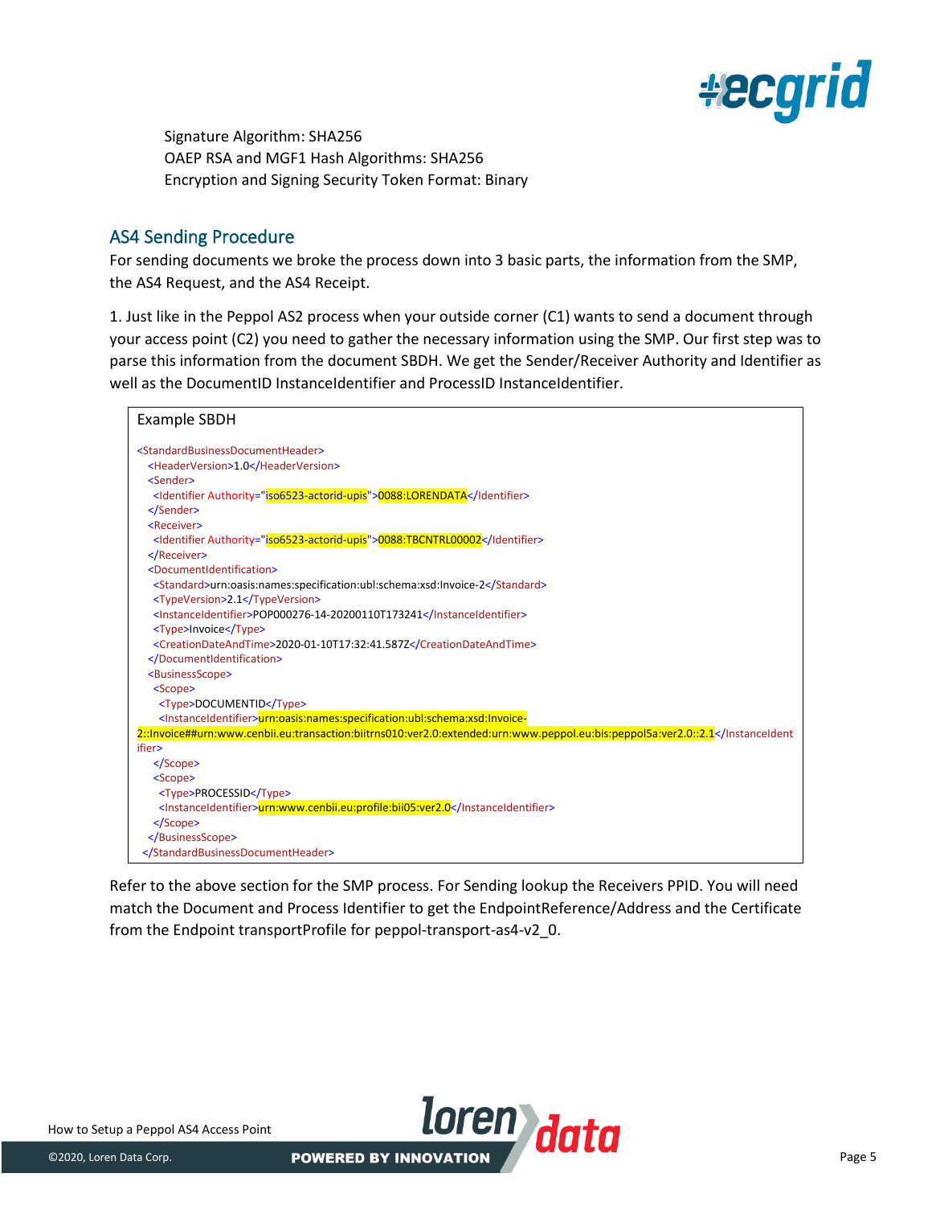Signature Algorithm: SHA256
OAEP RSA and MGF1 Hash Algorithms: SHA256
Encryption and Signing Security Token Format: Binary

## AS4 Sending Procedure

For sending documents we broke the process down into 3 basic parts, the information from the SMP, the AS4 Request, and the AS4 Receipt.

1. Just like in the Peppol AS2 process when your outside corner (C1) wants to send a document through your access point (C2) you need to gather the necessary information using the SMP. Our first step was to parse this information from the document SBDH. We get the Sender/Receiver Authority and Identifier as well as the DocumentID InstanceIdentifier and ProcessID InstanceIdentifier.

Example SBDH

```
<StandardBusinessDocumentHeader>
  <HeaderVersion>1.0</HeaderVersion>
  <Sender>
   <Identifier Authority="iso6523-actorid-upis">0088:LORENDATA</Identifier>
  </Sender>
  <Receiver>
   <Identifier Authority="iso6523-actorid-upis">0088:TBCNTRL00002</Identifier>
  </Receiver>
  <DocumentIdentification>
   <Standard>urn:oasis:names:specification:ubl:schema:xsd:Invoice-2</Standard>
   <TypeVersion>2.1</TypeVersion>
   <InstanceIdentifier>POP000276-14-20200110T173241</InstanceIdentifier>
   <Type>Invoice</Type>
   <CreationDateAndTime>2020-01-10T17:32:41.587Z</CreationDateAndTime>
  </DocumentIdentification>
  <BusinessScope>
   <Scope>
    <Type>DOCUMENTID</Type>
    <InstanceIdentifier>urn:oasis:names:specification:ubl:schema:xsd:Invoice-2::Invoice##urn:www.cenbii.eu:transaction:biitrns010:ver2.0:extended:urn:www.peppol.eu:bis:peppol5a:ver2.0::2.1</InstanceIdentifier>
   </Scope>
   <Scope>
    <Type>PROCESSID</Type>
    <InstanceIdentifier>urn:www.cenbii.eu:profile:bii05:ver2.0</InstanceIdentifier>
   </Scope>
  </BusinessScope>
 </StandardBusinessDocumentHeader>
```

Refer to the above section for the SMP process. For Sending lookup the Receivers PPID. You will need match the Document and Process Identifier to get the EndpointReference/Address and the Certificate from the Endpoint transportProfile for peppol-transport-as4-v2_0.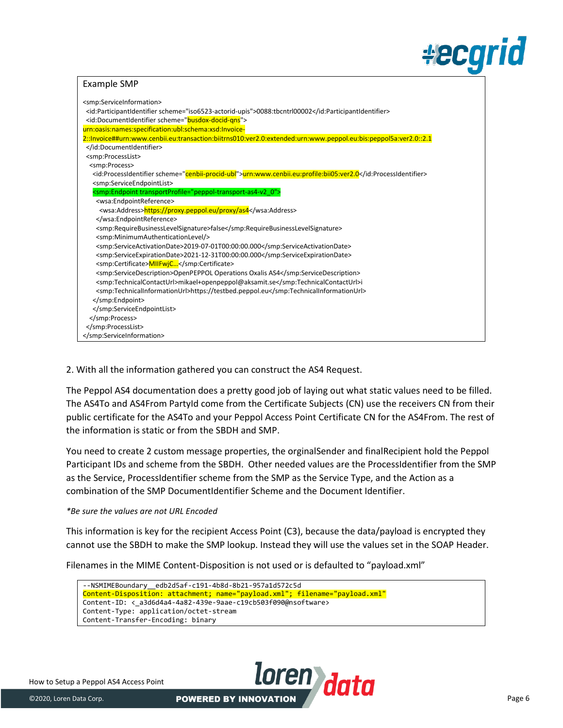Example SMP

```
<smp:ServiceInformation>
 <id:ParticipantIdentifier scheme="iso6523-actorid-upis">0088:tbcntrl00002</id:ParticipantIdentifier>
 <id:DocumentIdentifier scheme="busdox-docid-qns">
urn:oasis:names:specification:ubl:schema:xsd:Invoice-
2::Invoice##urn:www.cenbii.eu:transaction:biitrns010:ver2.0:extended:urn:www.peppol.eu:bis:peppol5a:ver2.0::2.1
 </id:DocumentIdentifier>
 <smp:ProcessList>
  <smp:Process>
   <id:ProcessIdentifier scheme="cenbii-procid-ubl">urn:www.cenbii.eu:profile:bii05:ver2.0</id:ProcessIdentifier>
   <smp:ServiceEndpointList>
   <smp:Endpoint transportProfile="peppol-transport-as4-v2_0">
    <wsa:EndpointReference>
     <wsa:Address>https://proxy.peppol.eu/proxy/as4</wsa:Address>
    </wsa:EndpointReference>
    <smp:RequireBusinessLevelSignature>false</smp:RequireBusinessLevelSignature>
    <smp:MinimumAuthenticationLevel/>
    <smp:ServiceActivationDate>2019-07-01T00:00:00.000</smp:ServiceActivationDate>
    <smp:ServiceExpirationDate>2021-12-31T00:00:00.000</smp:ServiceExpirationDate>
    <smp:Certificate>MIIFwjC…</smp:Certificate>
    <smp:ServiceDescription>OpenPEPPOL Operations Oxalis AS4</smp:ServiceDescription>
    <smp:TechnicalContactUrl>mikael+openpeppol@aksamit.se</smp:TechnicalContactUrl>i
    <smp:TechnicalInformationUrl>https://testbed.peppol.eu</smp:TechnicalInformationUrl>
   </smp:Endpoint>
   </smp:ServiceEndpointList>
  </smp:Process>
 </smp:ProcessList>
</smp:ServiceInformation>
```

2. With all the information gathered you can construct the AS4 Request.

The Peppol AS4 documentation does a pretty good job of laying out what static values need to be filled. The AS4To and AS4From PartyId come from the Certificate Subjects (CN) use the receivers CN from their public certificate for the AS4To and your Peppol Access Point Certificate CN for the AS4From. The rest of the information is static or from the SBDH and SMP.

You need to create 2 custom message properties, the orginalSender and finalRecipient hold the Peppol Participant IDs and scheme from the SBDH. Other needed values are the ProcessIdentifier from the SMP as the Service, ProcessIdentifier scheme from the SMP as the Service Type, and the Action as a combination of the SMP DocumentIdentifier Scheme and the Document Identifier.

*\*Be sure the values are not URL Encoded*

This information is key for the recipient Access Point (C3), because the data/payload is encrypted they cannot use the SBDH to make the SMP lookup. Instead they will use the values set in the SOAP Header.

Filenames in the MIME Content-Disposition is not used or is defaulted to "payload.xml"

```
--NSMIMEBoundary__edb2d5af-c191-4b8d-8b21-957a1d572c5d
Content-Disposition: attachment; name="payload.xml"; filename="payload.xml"
Content-ID: <_a3d6d4a4-4a82-439e-9aae-c19cb503f090@nsoftware>
Content-Type: application/octet-stream
Content-Transfer-Encoding: binary
```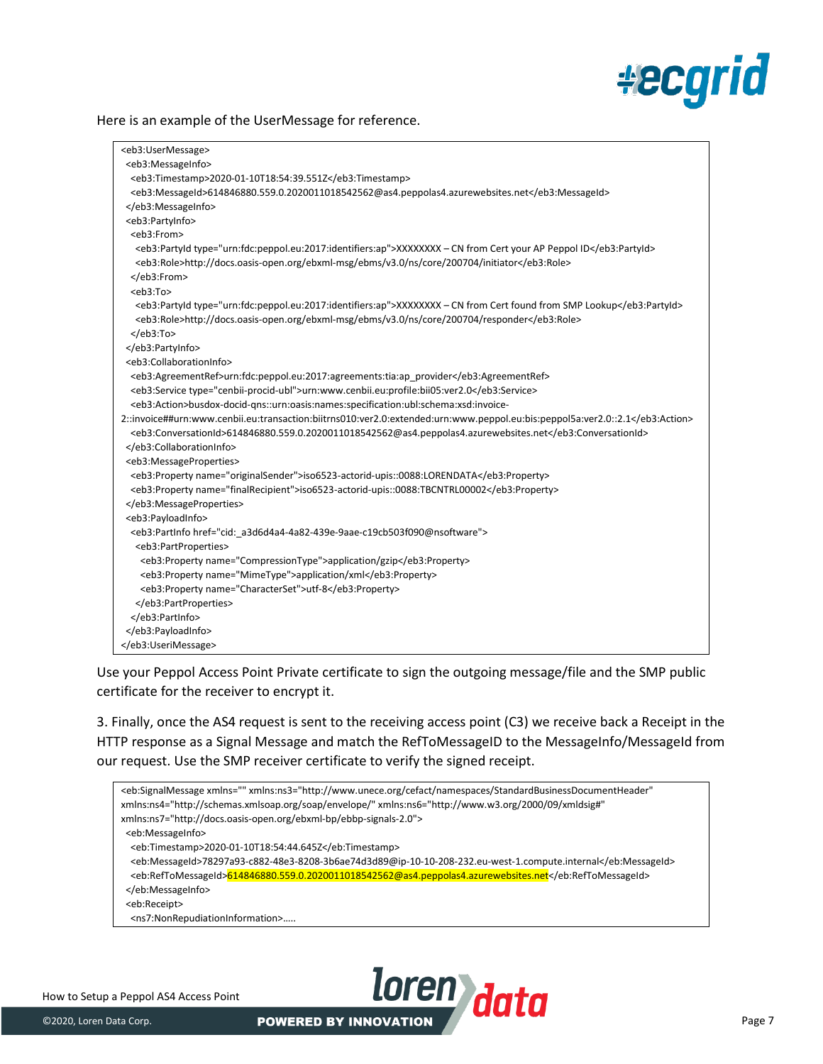Here is an example of the UserMessage for reference.

```
<eb3:UserMessage>
 <eb3:MessageInfo>
  <eb3:Timestamp>2020-01-10T18:54:39.551Z</eb3:Timestamp>
  <eb3:MessageId>614846880.559.0.2020011018542562@as4.peppolas4.azurewebsites.net</eb3:MessageId>
 </eb3:MessageInfo>
 <eb3:PartyInfo>
  <eb3:From>
   <eb3:PartyId type="urn:fdc:peppol.eu:2017:identifiers:ap">XXXXXXXX – CN from Cert your AP Peppol ID</eb3:PartyId>
   <eb3:Role>http://docs.oasis-open.org/ebxml-msg/ebms/v3.0/ns/core/200704/initiator</eb3:Role>
  </eb3:From>
  <eb3:To>
   <eb3:PartyId type="urn:fdc:peppol.eu:2017:identifiers:ap">XXXXXXXX – CN from Cert found from SMP Lookup</eb3:PartyId>
   <eb3:Role>http://docs.oasis-open.org/ebxml-msg/ebms/v3.0/ns/core/200704/responder</eb3:Role>
  </eb3:To>
 </eb3:PartyInfo>
 <eb3:CollaborationInfo>
  <eb3:AgreementRef>urn:fdc:peppol.eu:2017:agreements:tia:ap_provider</eb3:AgreementRef>
  <eb3:Service type="cenbii-procid-ubl">urn:www.cenbii.eu:profile:bii05:ver2.0</eb3:Service>
  <eb3:Action>busdox-docid-qns::urn:oasis:names:specification:ubl:schema:xsd:invoice-
2::invoice##urn:www.cenbii.eu:transaction:biitrns010:ver2.0:extended:urn:www.peppol.eu:bis:peppol5a:ver2.0::2.1</eb3:Action>
  <eb3:ConversationId>614846880.559.0.2020011018542562@as4.peppolas4.azurewebsites.net</eb3:ConversationId>
 </eb3:CollaborationInfo>
 <eb3:MessageProperties>
  <eb3:Property name="originalSender">iso6523-actorid-upis::0088:LORENDATA</eb3:Property>
  <eb3:Property name="finalRecipient">iso6523-actorid-upis::0088:TBCNTRL00002</eb3:Property>
 </eb3:MessageProperties>
 <eb3:PayloadInfo>
  <eb3:PartInfo href="cid:_a3d6d4a4-4a82-439e-9aae-c19cb503f090@nsoftware">
   <eb3:PartProperties>
    <eb3:Property name="CompressionType">application/gzip</eb3:Property>
    <eb3:Property name="MimeType">application/xml</eb3:Property>
    <eb3:Property name="CharacterSet">utf-8</eb3:Property>
   </eb3:PartProperties>
  </eb3:PartInfo>
 </eb3:PayloadInfo>
</eb3:UseriMessage>
```

Use your Peppol Access Point Private certificate to sign the outgoing message/file and the SMP public certificate for the receiver to encrypt it.

3. Finally, once the AS4 request is sent to the receiving access point (C3) we receive back a Receipt in the HTTP response as a Signal Message and match the RefToMessageID to the MessageInfo/MessageId from our request. Use the SMP receiver certificate to verify the signed receipt.

```
<eb:SignalMessage xmlns="" xmlns:ns3="http://www.unece.org/cefact/namespaces/StandardBusinessDocumentHeader"
xmlns:ns4="http://schemas.xmlsoap.org/soap/envelope/" xmlns:ns6="http://www.w3.org/2000/09/xmldsig#"
xmlns:ns7="http://docs.oasis-open.org/ebxml-bp/ebbp-signals-2.0">
 <eb:MessageInfo>
  <eb:Timestamp>2020-01-10T18:54:44.645Z</eb:Timestamp>
  <eb:MessageId>78297a93-c882-48e3-8208-3b6ae74d3d89@ip-10-10-208-232.eu-west-1.compute.internal</eb:MessageId>
  <eb:RefToMessageId>614846880.559.0.2020011018542562@as4.peppolas4.azurewebsites.net</eb:RefToMessageId>
 </eb:MessageInfo>
 <eb:Receipt>
  <ns7:NonRepudiationInformation>.....
```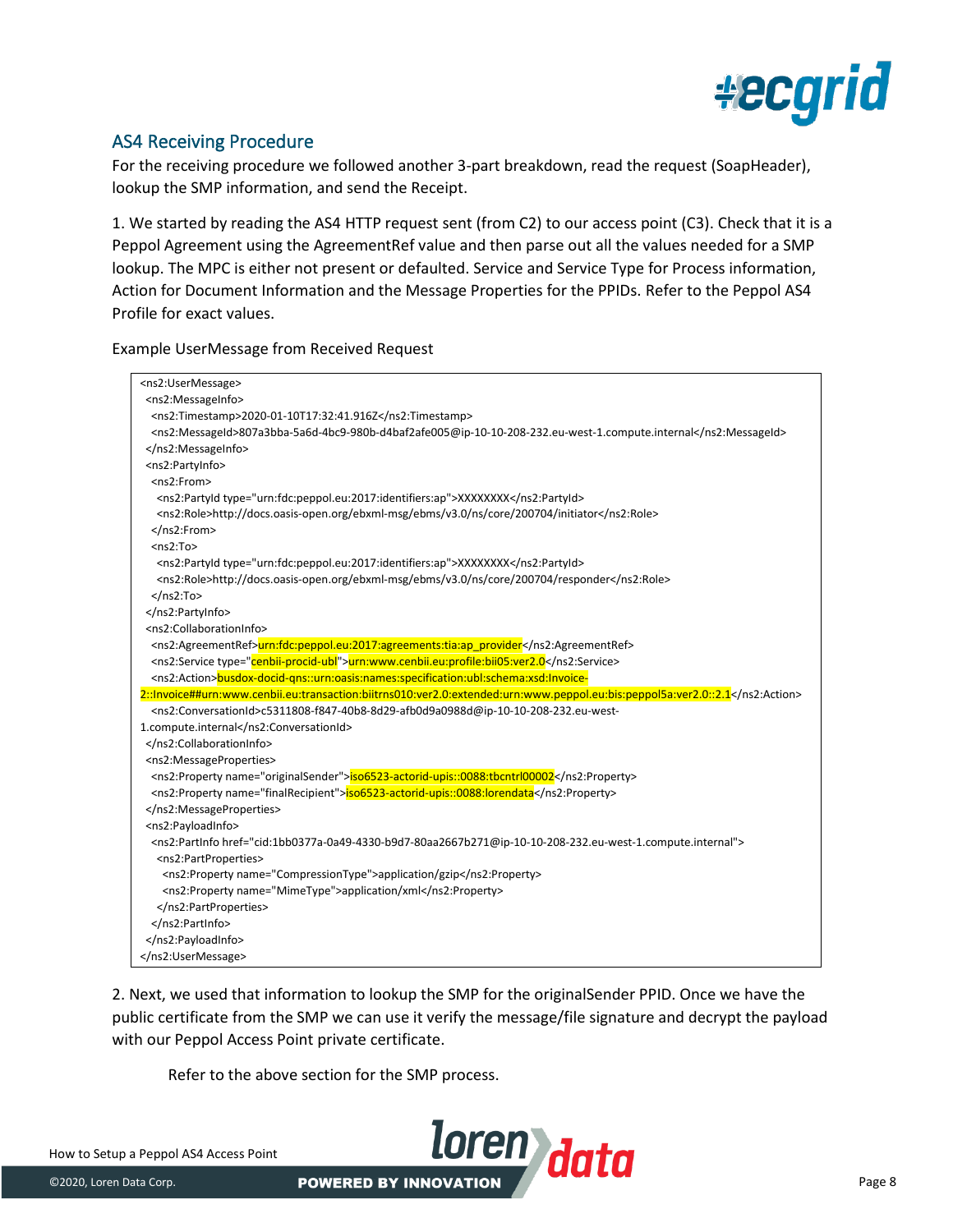## AS4 Receiving Procedure

For the receiving procedure we followed another 3-part breakdown, read the request (SoapHeader), lookup the SMP information, and send the Receipt.

1. We started by reading the AS4 HTTP request sent (from C2) to our access point (C3). Check that it is a Peppol Agreement using the AgreementRef value and then parse out all the values needed for a SMP lookup. The MPC is either not present or defaulted. Service and Service Type for Process information, Action for Document Information and the Message Properties for the PPIDs. Refer to the Peppol AS4 Profile for exact values.

Example UserMessage from Received Request

```
<ns2:UserMessage>
 <ns2:MessageInfo>
  <ns2:Timestamp>2020-01-10T17:32:41.916Z</ns2:Timestamp>
  <ns2:MessageId>807a3bba-5a6d-4bc9-980b-d4baf2afe005@ip-10-10-208-232.eu-west-1.compute.internal</ns2:MessageId>
 </ns2:MessageInfo>
 <ns2:PartyInfo>
  <ns2:From>
   <ns2:PartyId type="urn:fdc:peppol.eu:2017:identifiers:ap">XXXXXXXX</ns2:PartyId>
   <ns2:Role>http://docs.oasis-open.org/ebxml-msg/ebms/v3.0/ns/core/200704/initiator</ns2:Role>
  </ns2:From>
  <ns2:To>
   <ns2:PartyId type="urn:fdc:peppol.eu:2017:identifiers:ap">XXXXXXXX</ns2:PartyId>
   <ns2:Role>http://docs.oasis-open.org/ebxml-msg/ebms/v3.0/ns/core/200704/responder</ns2:Role>
  </ns2:To>
 </ns2:PartyInfo>
 <ns2:CollaborationInfo>
  <ns2:AgreementRef>urn:fdc:peppol.eu:2017:agreements:tia:ap_provider</ns2:AgreementRef>
  <ns2:Service type="cenbii-procid-ubl">urn:www.cenbii.eu:profile:bii05:ver2.0</ns2:Service>
  <ns2:Action>busdox-docid-qns::urn:oasis:names:specification:ubl:schema:xsd:Invoice-
2::Invoice##urn:www.cenbii.eu:transaction:biitrns010:ver2.0:extended:urn:www.peppol.eu:bis:peppol5a:ver2.0::2.1</ns2:Action>
  <ns2:ConversationId>c5311808-f847-40b8-8d29-afb0d9a0988d@ip-10-10-208-232.eu-west-
1.compute.internal</ns2:ConversationId>
 </ns2:CollaborationInfo>
 <ns2:MessageProperties>
  <ns2:Property name="originalSender">iso6523-actorid-upis::0088:tbcntrl00002</ns2:Property>
  <ns2:Property name="finalRecipient">iso6523-actorid-upis::0088:lorendata</ns2:Property>
 </ns2:MessageProperties>
 <ns2:PayloadInfo>
  <ns2:PartInfo href="cid:1bb0377a-0a49-4330-b9d7-80aa2667b271@ip-10-10-208-232.eu-west-1.compute.internal">
   <ns2:PartProperties>
    <ns2:Property name="CompressionType">application/gzip</ns2:Property>
    <ns2:Property name="MimeType">application/xml</ns2:Property>
   </ns2:PartProperties>
  </ns2:PartInfo>
 </ns2:PayloadInfo>
</ns2:UserMessage>
```

2. Next, we used that information to lookup the SMP for the originalSender PPID. Once we have the public certificate from the SMP we can use it verify the message/file signature and decrypt the payload with our Peppol Access Point private certificate.

Refer to the above section for the SMP process.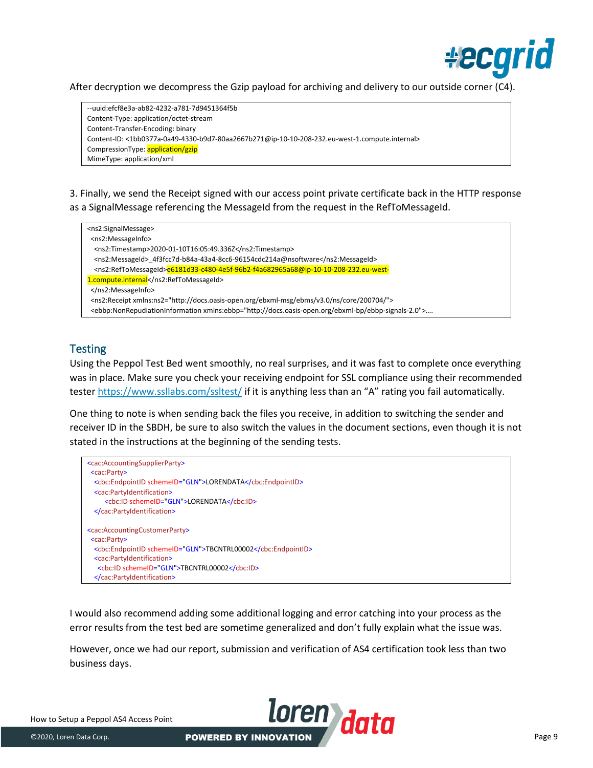After decryption we decompress the Gzip payload for archiving and delivery to our outside corner (C4).

```
--uuid:efcf8e3a-ab82-4232-a781-7d9451364f5b
Content-Type: application/octet-stream
Content-Transfer-Encoding: binary
Content-ID: <1bb0377a-0a49-4330-b9d7-80aa2667b271@ip-10-10-208-232.eu-west-1.compute.internal>
CompressionType: application/gzip
MimeType: application/xml
```

3. Finally, we send the Receipt signed with our access point private certificate back in the HTTP response as a SignalMessage referencing the MessageId from the request in the RefToMessageId.

```
<ns2:SignalMessage>
 <ns2:MessageInfo>
  <ns2:Timestamp>2020-01-10T16:05:49.336Z</ns2:Timestamp>
  <ns2:MessageId>_4f3fcc7d-b84a-43a4-8cc6-96154cdc214a@nsoftware</ns2:MessageId>
  <ns2:RefToMessageId>e6181d33-c480-4e5f-96b2-f4a682965a68@ip-10-10-208-232.eu-west-1.compute.internal</ns2:RefToMessageId>
 </ns2:MessageInfo>
 <ns2:Receipt xmlns:ns2="http://docs.oasis-open.org/ebxml-msg/ebms/v3.0/ns/core/200704/">
 <ebbp:NonRepudiationInformation xmlns:ebbp="http://docs.oasis-open.org/ebxml-bp/ebbp-signals-2.0">....
```

## Testing

Using the Peppol Test Bed went smoothly, no real surprises, and it was fast to complete once everything was in place. Make sure you check your receiving endpoint for SSL compliance using their recommended tester https://www.ssllabs.com/ssltest/ if it is anything less than an "A" rating you fail automatically.

One thing to note is when sending back the files you receive, in addition to switching the sender and receiver ID in the SBDH, be sure to also switch the values in the document sections, even though it is not stated in the instructions at the beginning of the sending tests.

```
<cac:AccountingSupplierParty>
 <cac:Party>
  <cbc:EndpointID schemeID="GLN">LORENDATA</cbc:EndpointID>
  <cac:PartyIdentification>
     <cbc:ID schemeID="GLN">LORENDATA</cbc:ID>
  </cac:PartyIdentification>

<cac:AccountingCustomerParty>
 <cac:Party>
  <cbc:EndpointID schemeID="GLN">TBCNTRL00002</cbc:EndpointID>
  <cac:PartyIdentification>
   <cbc:ID schemeID="GLN">TBCNTRL00002</cbc:ID>
  </cac:PartyIdentification>
```

I would also recommend adding some additional logging and error catching into your process as the error results from the test bed are sometime generalized and don't fully explain what the issue was.

However, once we had our report, submission and verification of AS4 certification took less than two business days.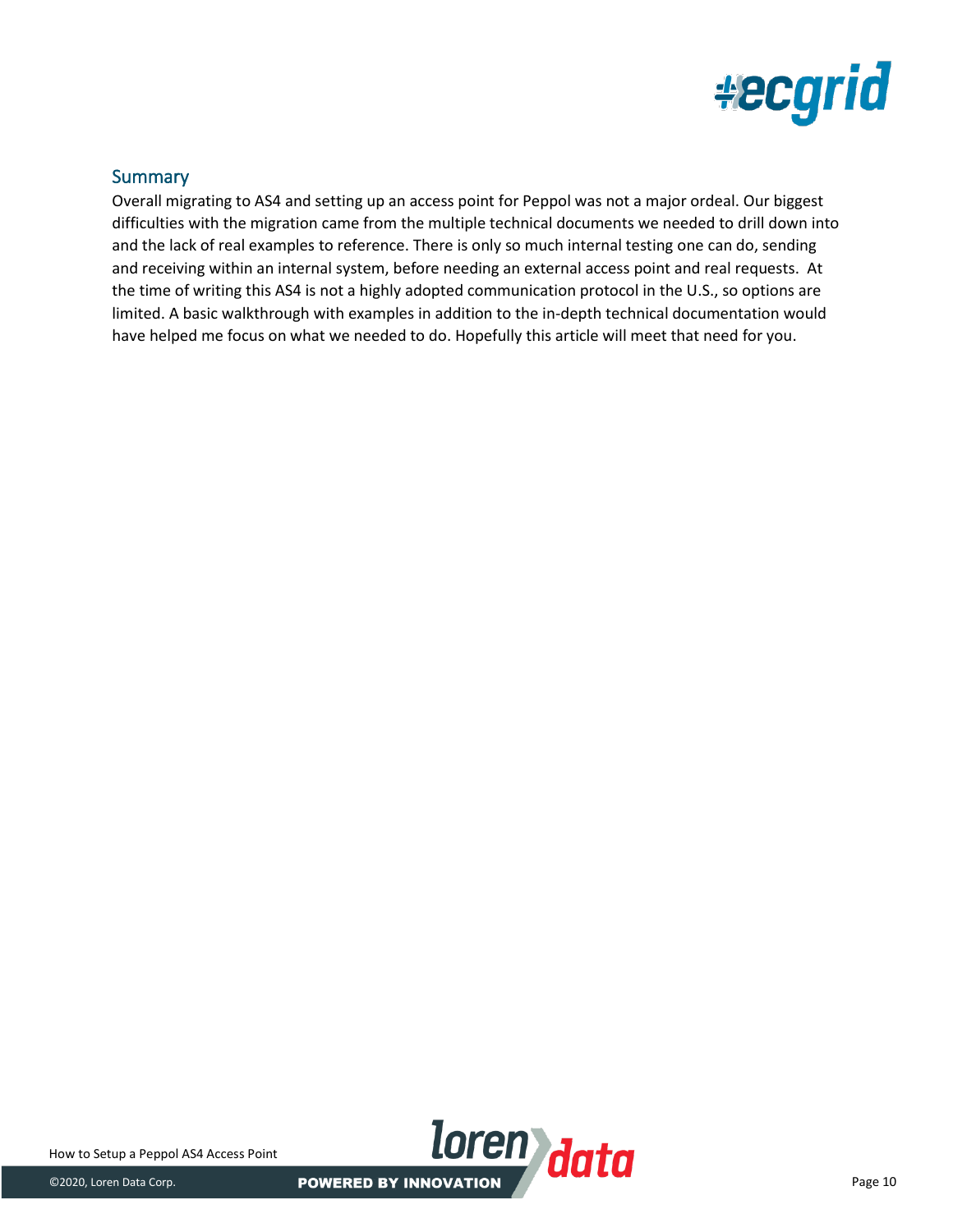## Summary

Overall migrating to AS4 and setting up an access point for Peppol was not a major ordeal. Our biggest difficulties with the migration came from the multiple technical documents we needed to drill down into and the lack of real examples to reference. There is only so much internal testing one can do, sending and receiving within an internal system, before needing an external access point and real requests. At the time of writing this AS4 is not a highly adopted communication protocol in the U.S., so options are limited. A basic walkthrough with examples in addition to the in-depth technical documentation would have helped me focus on what we needed to do. Hopefully this article will meet that need for you.